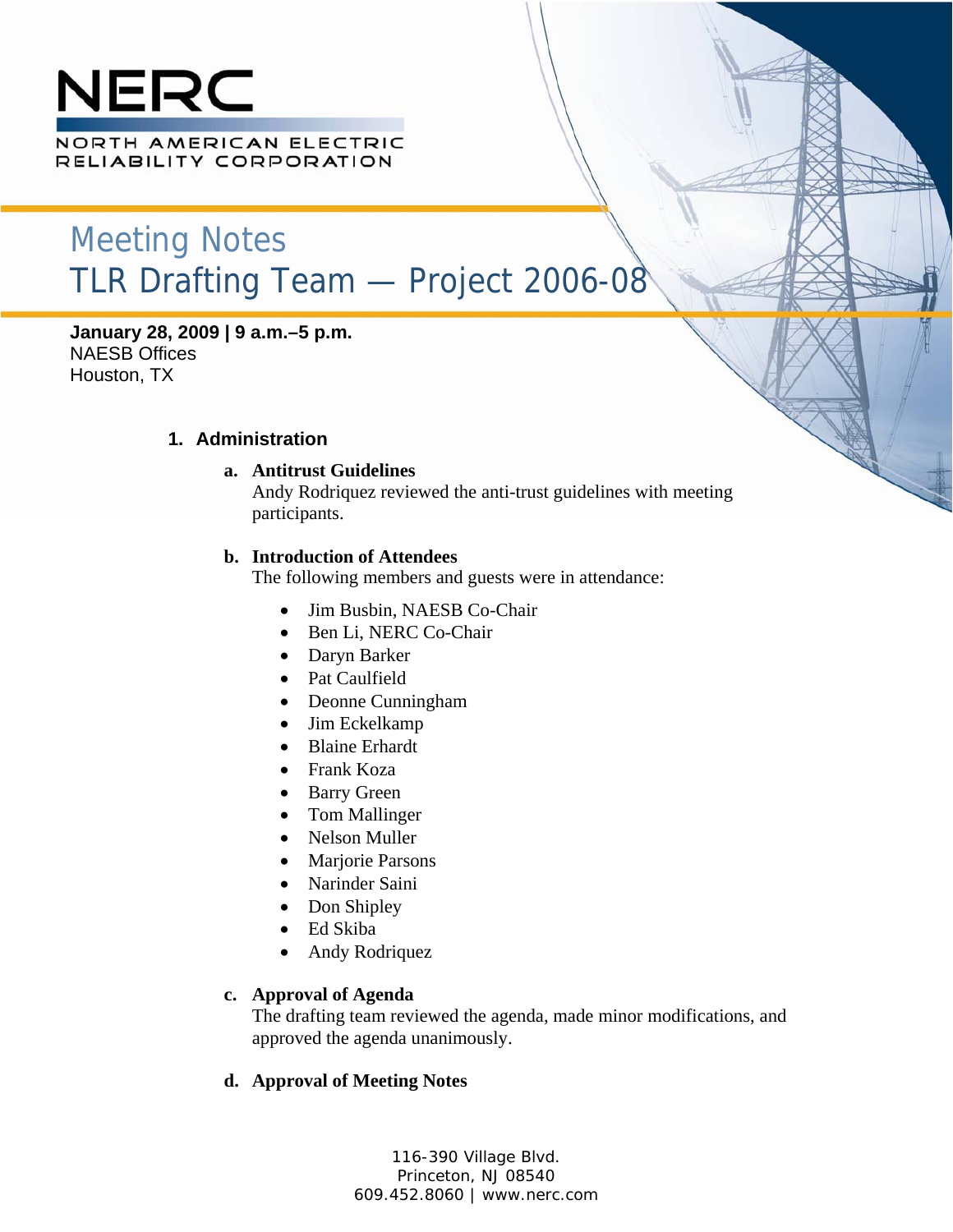NERC

NORTH AMERICAN ELECTRIC
RELIABILITY CORPORATION

# Meeting Notes
# TLR Drafting Team — Project 2006-08

**January 28, 2009 | 9 a.m.–5 p.m.**
NAESB Offices
Houston, TX

## 1. Administration

### a. Antitrust Guidelines

Andy Rodriquez reviewed the anti-trust guidelines with meeting participants.

### b. Introduction of Attendees

The following members and guests were in attendance:

- Jim Busbin, NAESB Co-Chair
- Ben Li, NERC Co-Chair
- Daryn Barker
- Pat Caulfield
- Deonne Cunningham
- Jim Eckelkamp
- Blaine Erhardt
- Frank Koza
- Barry Green
- Tom Mallinger
- Nelson Muller
- Marjorie Parsons
- Narinder Saini
- Don Shipley
- Ed Skiba
- Andy Rodriquez

### c. Approval of Agenda

The drafting team reviewed the agenda, made minor modifications, and approved the agenda unanimously.

### d. Approval of Meeting Notes

116-390 Village Blvd.
Princeton, NJ 08540
609.452.8060 | www.nerc.com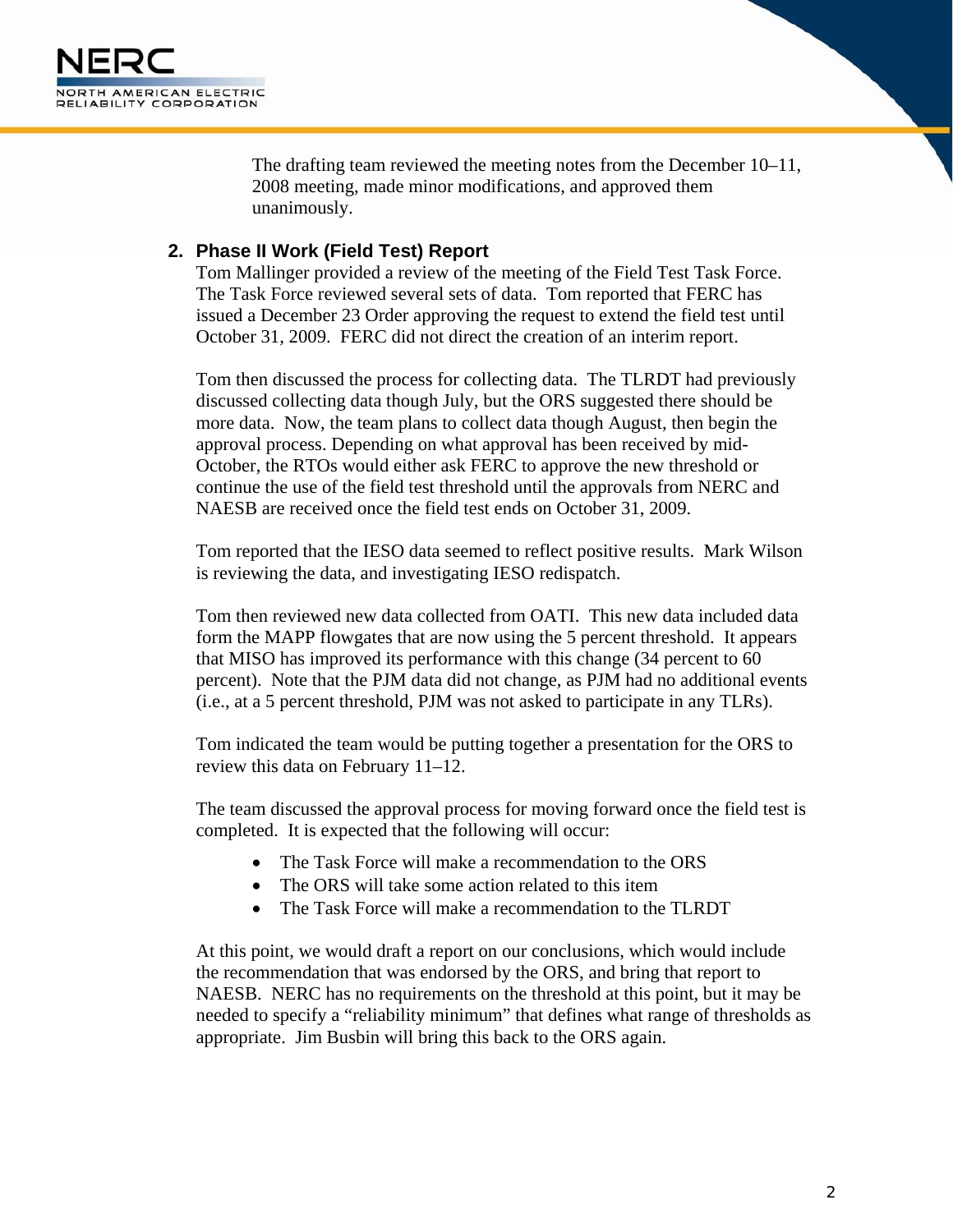The drafting team reviewed the meeting notes from the December 10–11, 2008 meeting, made minor modifications, and approved them unanimously.

## 2. Phase II Work (Field Test) Report

Tom Mallinger provided a review of the meeting of the Field Test Task Force. The Task Force reviewed several sets of data. Tom reported that FERC has issued a December 23 Order approving the request to extend the field test until October 31, 2009. FERC did not direct the creation of an interim report.

Tom then discussed the process for collecting data. The TLRDT had previously discussed collecting data though July, but the ORS suggested there should be more data. Now, the team plans to collect data though August, then begin the approval process. Depending on what approval has been received by mid-October, the RTOs would either ask FERC to approve the new threshold or continue the use of the field test threshold until the approvals from NERC and NAESB are received once the field test ends on October 31, 2009.

Tom reported that the IESO data seemed to reflect positive results. Mark Wilson is reviewing the data, and investigating IESO redispatch.

Tom then reviewed new data collected from OATI. This new data included data form the MAPP flowgates that are now using the 5 percent threshold. It appears that MISO has improved its performance with this change (34 percent to 60 percent). Note that the PJM data did not change, as PJM had no additional events (i.e., at a 5 percent threshold, PJM was not asked to participate in any TLRs).

Tom indicated the team would be putting together a presentation for the ORS to review this data on February 11–12.

The team discussed the approval process for moving forward once the field test is completed. It is expected that the following will occur:

- The Task Force will make a recommendation to the ORS
- The ORS will take some action related to this item
- The Task Force will make a recommendation to the TLRDT

At this point, we would draft a report on our conclusions, which would include the recommendation that was endorsed by the ORS, and bring that report to NAESB. NERC has no requirements on the threshold at this point, but it may be needed to specify a "reliability minimum" that defines what range of thresholds as appropriate. Jim Busbin will bring this back to the ORS again.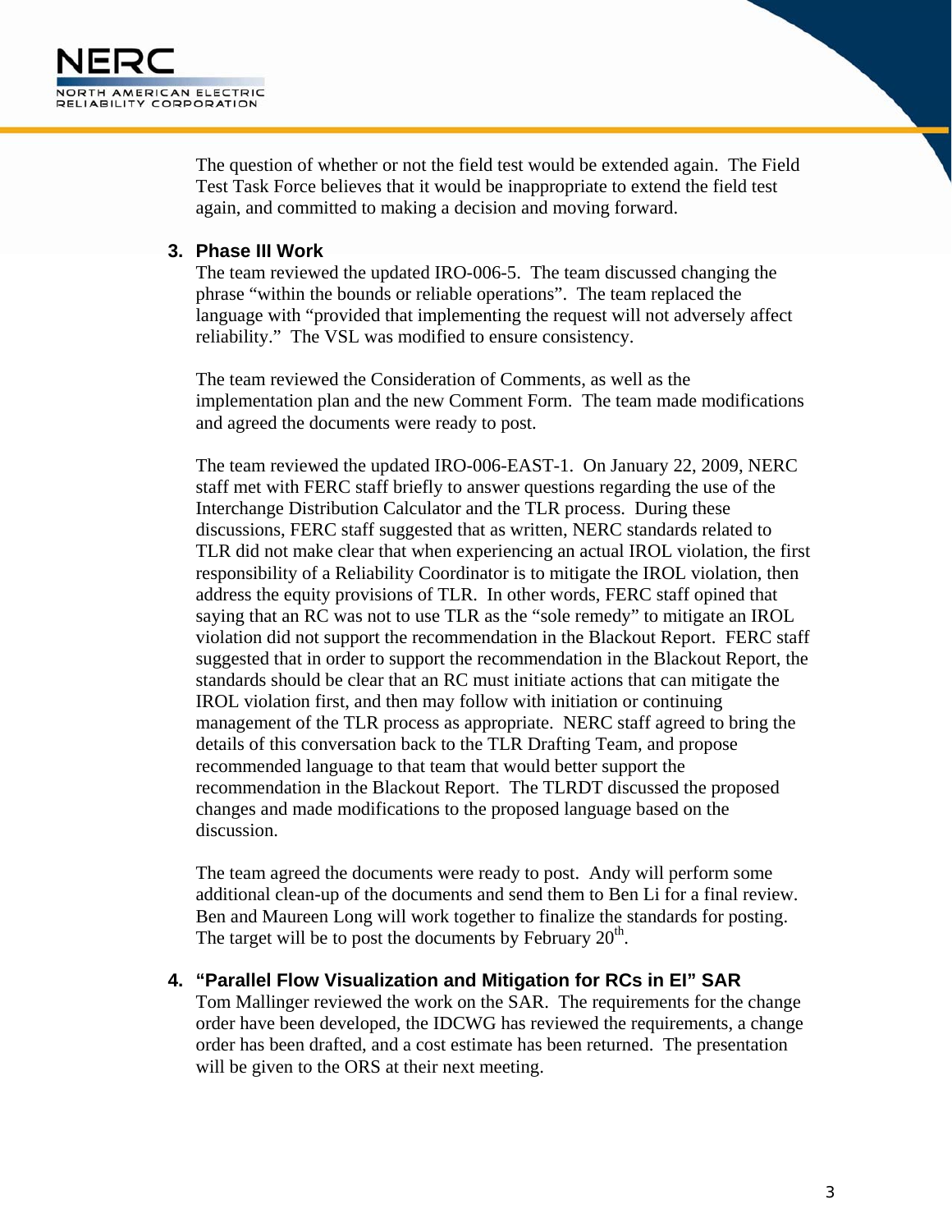The question of whether or not the field test would be extended again. The Field Test Task Force believes that it would be inappropriate to extend the field test again, and committed to making a decision and moving forward.

3. **Phase III Work**

   The team reviewed the updated IRO-006-5. The team discussed changing the phrase "within the bounds or reliable operations". The team replaced the language with "provided that implementing the request will not adversely affect reliability." The VSL was modified to ensure consistency.

   The team reviewed the Consideration of Comments, as well as the implementation plan and the new Comment Form. The team made modifications and agreed the documents were ready to post.

   The team reviewed the updated IRO-006-EAST-1. On January 22, 2009, NERC staff met with FERC staff briefly to answer questions regarding the use of the Interchange Distribution Calculator and the TLR process. During these discussions, FERC staff suggested that as written, NERC standards related to TLR did not make clear that when experiencing an actual IROL violation, the first responsibility of a Reliability Coordinator is to mitigate the IROL violation, then address the equity provisions of TLR. In other words, FERC staff opined that saying that an RC was not to use TLR as the "sole remedy" to mitigate an IROL violation did not support the recommendation in the Blackout Report. FERC staff suggested that in order to support the recommendation in the Blackout Report, the standards should be clear that an RC must initiate actions that can mitigate the IROL violation first, and then may follow with initiation or continuing management of the TLR process as appropriate. NERC staff agreed to bring the details of this conversation back to the TLR Drafting Team, and propose recommended language to that team that would better support the recommendation in the Blackout Report. The TLRDT discussed the proposed changes and made modifications to the proposed language based on the discussion.

   The team agreed the documents were ready to post. Andy will perform some additional clean-up of the documents and send them to Ben Li for a final review. Ben and Maureen Long will work together to finalize the standards for posting. The target will be to post the documents by February 20th.

4. **"Parallel Flow Visualization and Mitigation for RCs in EI" SAR**

   Tom Mallinger reviewed the work on the SAR. The requirements for the change order have been developed, the IDCWG has reviewed the requirements, a change order has been drafted, and a cost estimate has been returned. The presentation will be given to the ORS at their next meeting.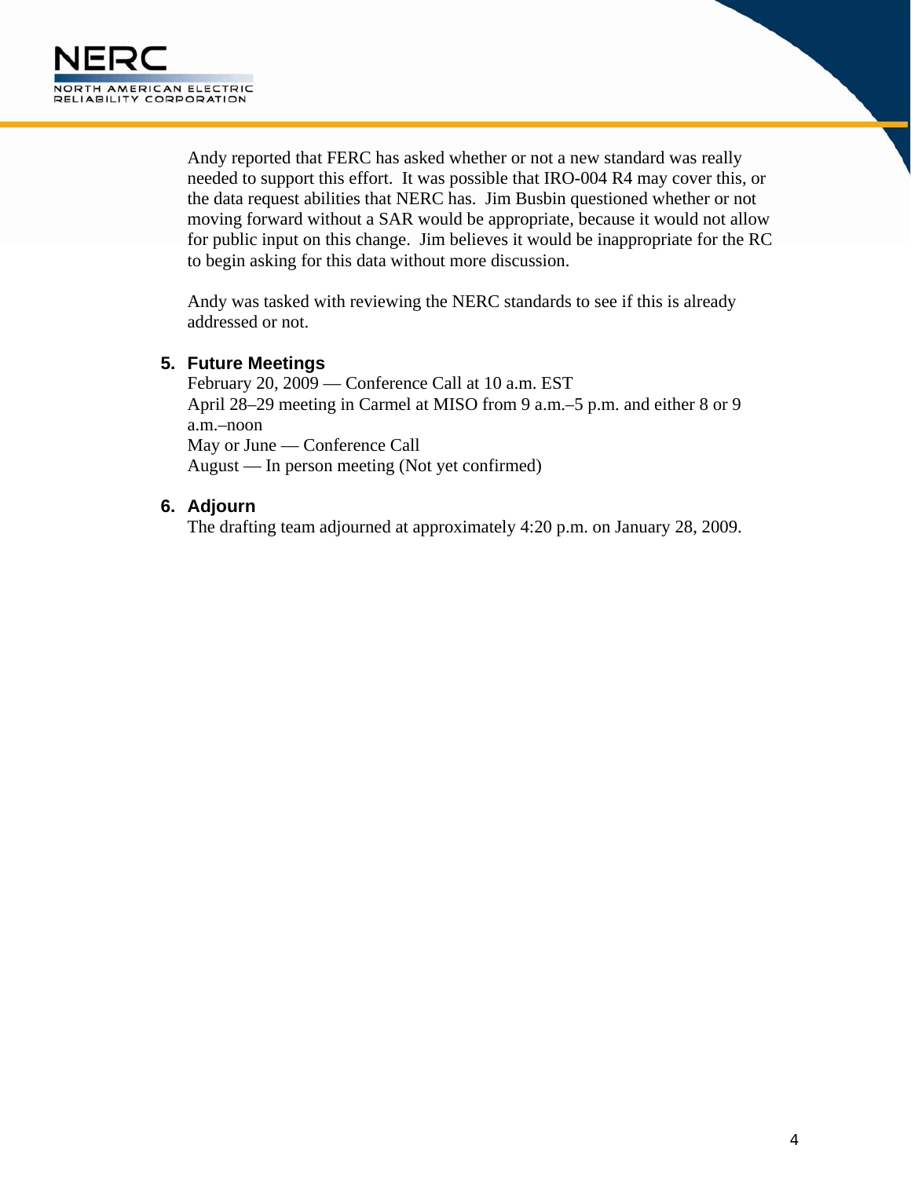Andy reported that FERC has asked whether or not a new standard was really needed to support this effort. It was possible that IRO-004 R4 may cover this, or the data request abilities that NERC has. Jim Busbin questioned whether or not moving forward without a SAR would be appropriate, because it would not allow for public input on this change. Jim believes it would be inappropriate for the RC to begin asking for this data without more discussion.

Andy was tasked with reviewing the NERC standards to see if this is already addressed or not.

## 5. Future Meetings

February 20, 2009 — Conference Call at 10 a.m. EST
April 28–29 meeting in Carmel at MISO from 9 a.m.–5 p.m. and either 8 or 9 a.m.–noon
May or June — Conference Call
August — In person meeting (Not yet confirmed)

## 6. Adjourn

The drafting team adjourned at approximately 4:20 p.m. on January 28, 2009.